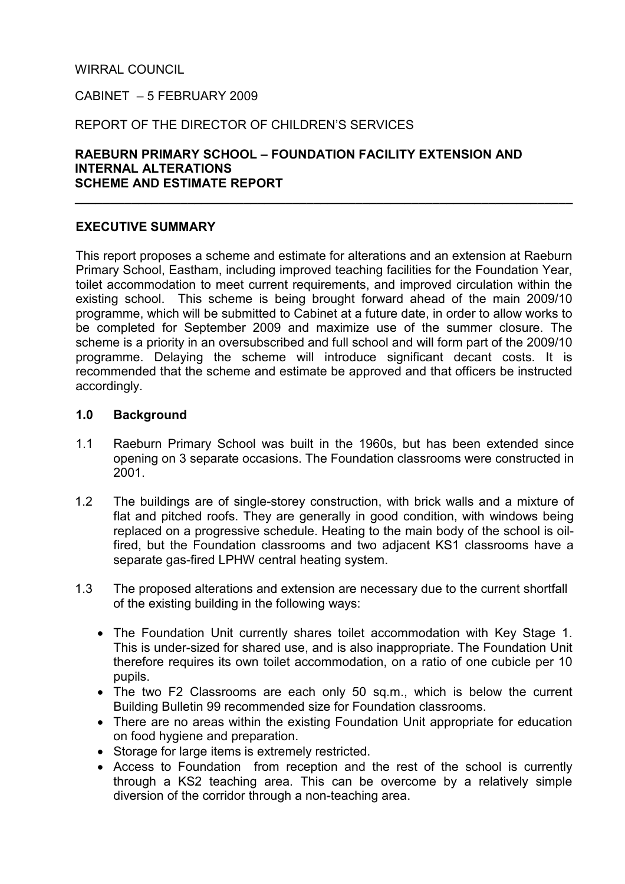WIRRAL COUNCIL

CABINET – 5 FEBRUARY 2009

REPORT OF THE DIRECTOR OF CHILDREN'S SERVICES

**RAEBURN PRIMARY SCHOOL – FOUNDATION FACILITY EXTENSION AND INTERNAL ALTERATIONS**
**SCHEME AND ESTIMATE REPORT**

---

## EXECUTIVE SUMMARY

This report proposes a scheme and estimate for alterations and an extension at Raeburn Primary School, Eastham, including improved teaching facilities for the Foundation Year, toilet accommodation to meet current requirements, and improved circulation within the existing school. This scheme is being brought forward ahead of the main 2009/10 programme, which will be submitted to Cabinet at a future date, in order to allow works to be completed for September 2009 and maximize use of the summer closure. The scheme is a priority in an oversubscribed and full school and will form part of the 2009/10 programme. Delaying the scheme will introduce significant decant costs. It is recommended that the scheme and estimate be approved and that officers be instructed accordingly.

## 1.0 Background

1.1 Raeburn Primary School was built in the 1960s, but has been extended since opening on 3 separate occasions. The Foundation classrooms were constructed in 2001.

1.2 The buildings are of single-storey construction, with brick walls and a mixture of flat and pitched roofs. They are generally in good condition, with windows being replaced on a progressive schedule. Heating to the main body of the school is oil-fired, but the Foundation classrooms and two adjacent KS1 classrooms have a separate gas-fired LPHW central heating system.

1.3 The proposed alterations and extension are necessary due to the current shortfall of the existing building in the following ways:

- The Foundation Unit currently shares toilet accommodation with Key Stage 1. This is under-sized for shared use, and is also inappropriate. The Foundation Unit therefore requires its own toilet accommodation, on a ratio of one cubicle per 10 pupils.
- The two F2 Classrooms are each only 50 sq.m., which is below the current Building Bulletin 99 recommended size for Foundation classrooms.
- There are no areas within the existing Foundation Unit appropriate for education on food hygiene and preparation.
- Storage for large items is extremely restricted.
- Access to Foundation from reception and the rest of the school is currently through a KS2 teaching area. This can be overcome by a relatively simple diversion of the corridor through a non-teaching area.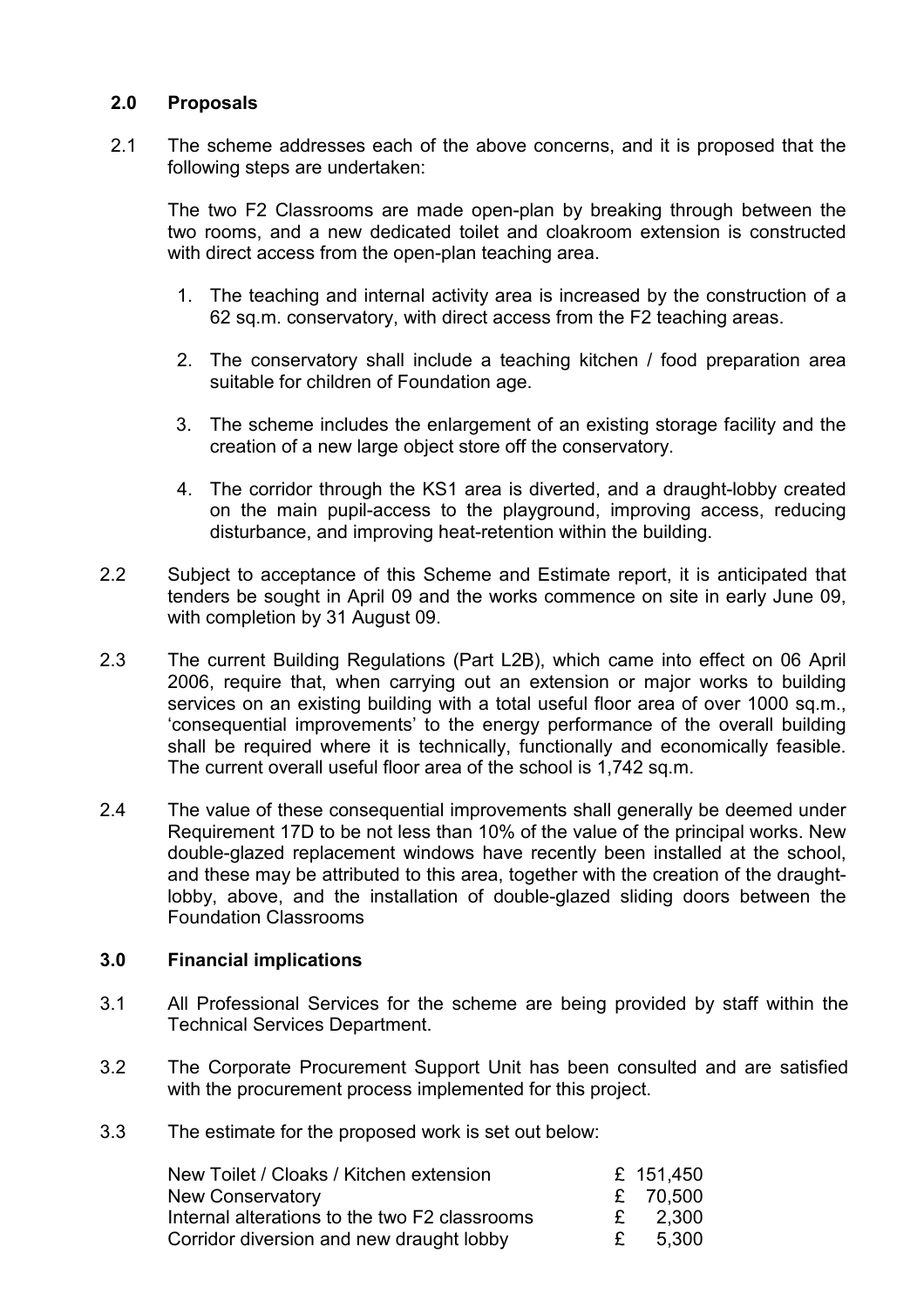## 2.0 Proposals

2.1 The scheme addresses each of the above concerns, and it is proposed that the following steps are undertaken:

The two F2 Classrooms are made open-plan by breaking through between the two rooms, and a new dedicated toilet and cloakroom extension is constructed with direct access from the open-plan teaching area.

1. The teaching and internal activity area is increased by the construction of a 62 sq.m. conservatory, with direct access from the F2 teaching areas.
2. The conservatory shall include a teaching kitchen / food preparation area suitable for children of Foundation age.
3. The scheme includes the enlargement of an existing storage facility and the creation of a new large object store off the conservatory.
4. The corridor through the KS1 area is diverted, and a draught-lobby created on the main pupil-access to the playground, improving access, reducing disturbance, and improving heat-retention within the building.

2.2 Subject to acceptance of this Scheme and Estimate report, it is anticipated that tenders be sought in April 09 and the works commence on site in early June 09, with completion by 31 August 09.

2.3 The current Building Regulations (Part L2B), which came into effect on 06 April 2006, require that, when carrying out an extension or major works to building services on an existing building with a total useful floor area of over 1000 sq.m., 'consequential improvements' to the energy performance of the overall building shall be required where it is technically, functionally and economically feasible. The current overall useful floor area of the school is 1,742 sq.m.

2.4 The value of these consequential improvements shall generally be deemed under Requirement 17D to be not less than 10% of the value of the principal works. New double-glazed replacement windows have recently been installed at the school, and these may be attributed to this area, together with the creation of the draught-lobby, above, and the installation of double-glazed sliding doors between the Foundation Classrooms

## 3.0 Financial implications

3.1 All Professional Services for the scheme are being provided by staff within the Technical Services Department.

3.2 The Corporate Procurement Support Unit has been consulted and are satisfied with the procurement process implemented for this project.

3.3 The estimate for the proposed work is set out below:

| | |
|---|---|
| New Toilet / Cloaks / Kitchen extension | £ 151,450 |
| New Conservatory | £ 70,500 |
| Internal alterations to the two F2 classrooms | £ 2,300 |
| Corridor diversion and new draught lobby | £ 5,300 |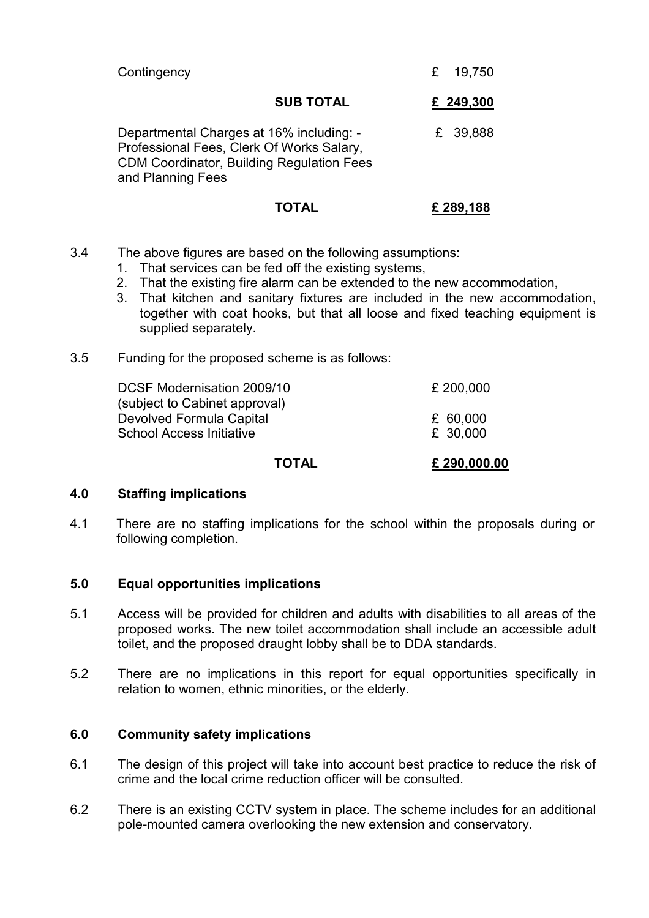| | |
|---|---|
| Contingency | £ 19,750 |
| **SUB TOTAL** | **£ 249,300** |
| Departmental Charges at 16% including: - Professional Fees, Clerk Of Works Salary, CDM Coordinator, Building Regulation Fees and Planning Fees | £ 39,888 |
| **TOTAL** | **£ 289,188** |

3.4 The above figures are based on the following assumptions:

1. That services can be fed off the existing systems,
2. That the existing fire alarm can be extended to the new accommodation,
3. That kitchen and sanitary fixtures are included in the new accommodation, together with coat hooks, but that all loose and fixed teaching equipment is supplied separately.

3.5 Funding for the proposed scheme is as follows:

| | |
|---|---|
| DCSF Modernisation 2009/10 (subject to Cabinet approval) | £ 200,000 |
| Devolved Formula Capital | £ 60,000 |
| School Access Initiative | £ 30,000 |
| **TOTAL** | **£ 290,000.00** |

## 4.0 Staffing implications

4.1 There are no staffing implications for the school within the proposals during or following completion.

## 5.0 Equal opportunities implications

5.1 Access will be provided for children and adults with disabilities to all areas of the proposed works. The new toilet accommodation shall include an accessible adult toilet, and the proposed draught lobby shall be to DDA standards.

5.2 There are no implications in this report for equal opportunities specifically in relation to women, ethnic minorities, or the elderly.

## 6.0 Community safety implications

6.1 The design of this project will take into account best practice to reduce the risk of crime and the local crime reduction officer will be consulted.

6.2 There is an existing CCTV system in place. The scheme includes for an additional pole-mounted camera overlooking the new extension and conservatory.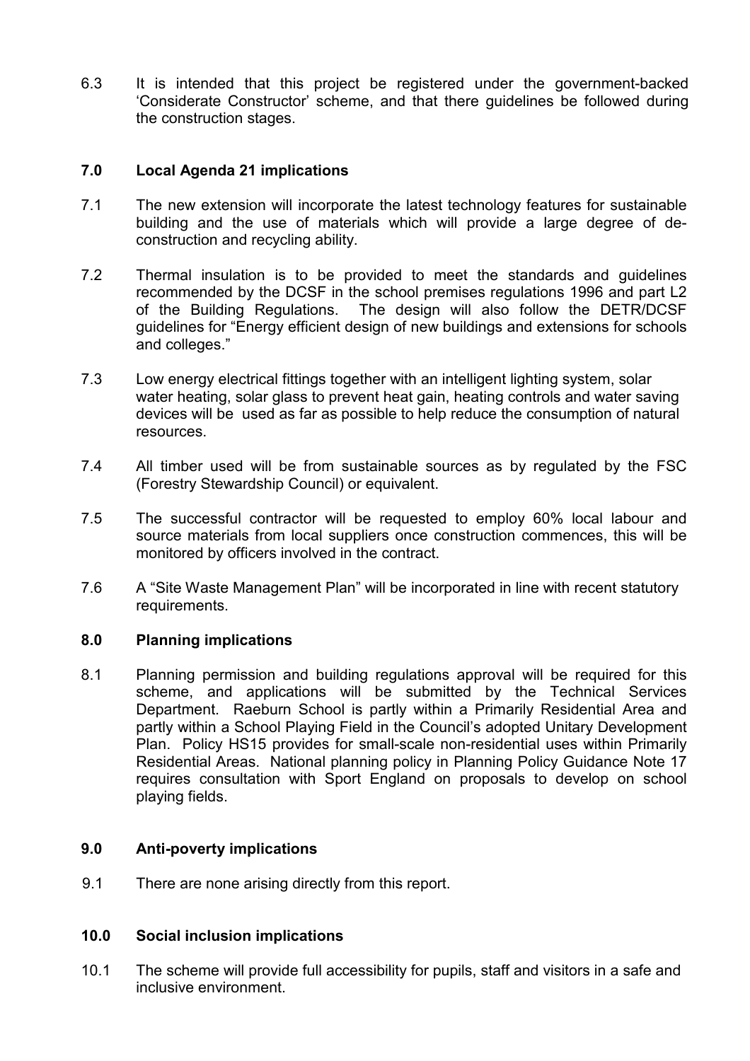6.3 It is intended that this project be registered under the government-backed 'Considerate Constructor' scheme, and that there guidelines be followed during the construction stages.

## 7.0 Local Agenda 21 implications

7.1 The new extension will incorporate the latest technology features for sustainable building and the use of materials which will provide a large degree of de-construction and recycling ability.

7.2 Thermal insulation is to be provided to meet the standards and guidelines recommended by the DCSF in the school premises regulations 1996 and part L2 of the Building Regulations. The design will also follow the DETR/DCSF guidelines for "Energy efficient design of new buildings and extensions for schools and colleges."

7.3 Low energy electrical fittings together with an intelligent lighting system, solar water heating, solar glass to prevent heat gain, heating controls and water saving devices will be used as far as possible to help reduce the consumption of natural resources.

7.4 All timber used will be from sustainable sources as by regulated by the FSC (Forestry Stewardship Council) or equivalent.

7.5 The successful contractor will be requested to employ 60% local labour and source materials from local suppliers once construction commences, this will be monitored by officers involved in the contract.

7.6 A "Site Waste Management Plan" will be incorporated in line with recent statutory requirements.

## 8.0 Planning implications

8.1 Planning permission and building regulations approval will be required for this scheme, and applications will be submitted by the Technical Services Department. Raeburn School is partly within a Primarily Residential Area and partly within a School Playing Field in the Council's adopted Unitary Development Plan. Policy HS15 provides for small-scale non-residential uses within Primarily Residential Areas. National planning policy in Planning Policy Guidance Note 17 requires consultation with Sport England on proposals to develop on school playing fields.

## 9.0 Anti-poverty implications

9.1 There are none arising directly from this report.

## 10.0 Social inclusion implications

10.1 The scheme will provide full accessibility for pupils, staff and visitors in a safe and inclusive environment.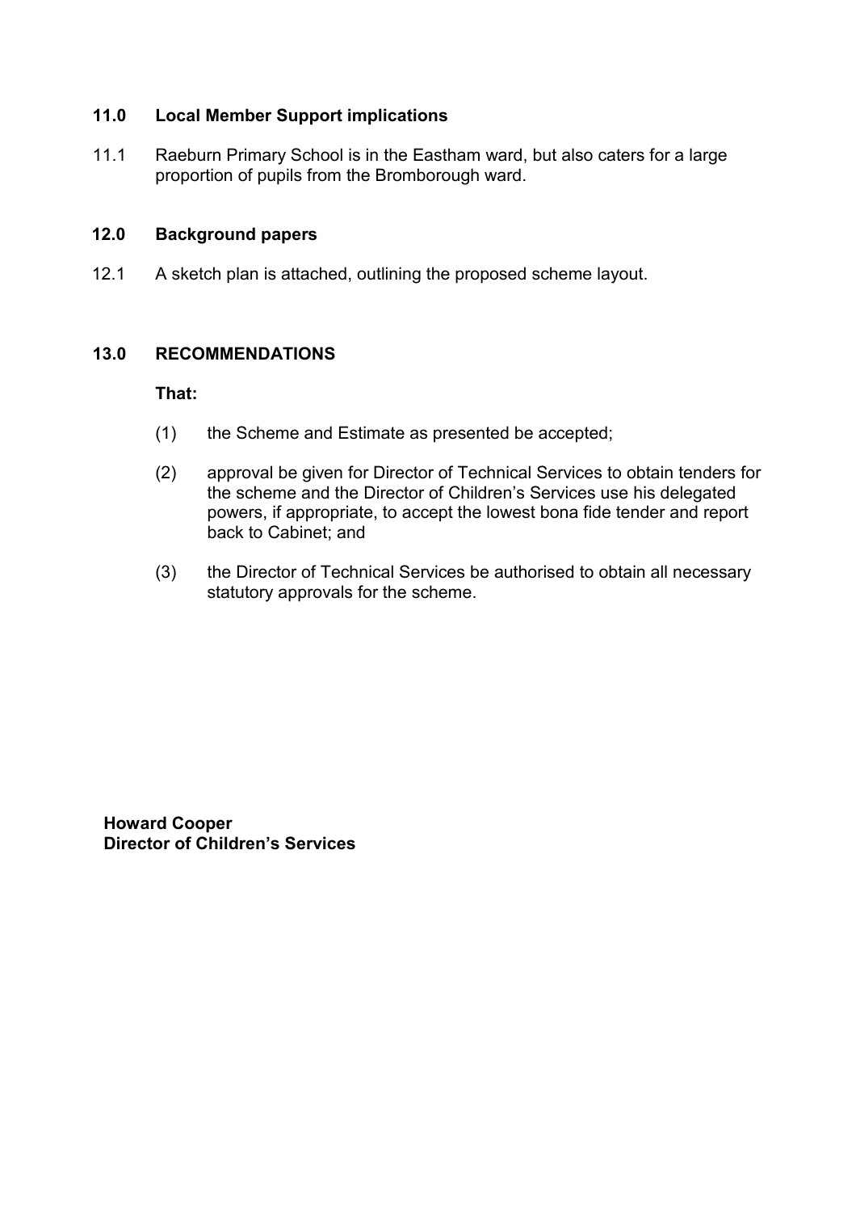## 11.0 Local Member Support implications

11.1 Raeburn Primary School is in the Eastham ward, but also caters for a large proportion of pupils from the Bromborough ward.

## 12.0 Background papers

12.1 A sketch plan is attached, outlining the proposed scheme layout.

## 13.0 RECOMMENDATIONS

**That:**

(1) the Scheme and Estimate as presented be accepted;

(2) approval be given for Director of Technical Services to obtain tenders for the scheme and the Director of Children's Services use his delegated powers, if appropriate, to accept the lowest bona fide tender and report back to Cabinet; and

(3) the Director of Technical Services be authorised to obtain all necessary statutory approvals for the scheme.

**Howard Cooper**
**Director of Children's Services**